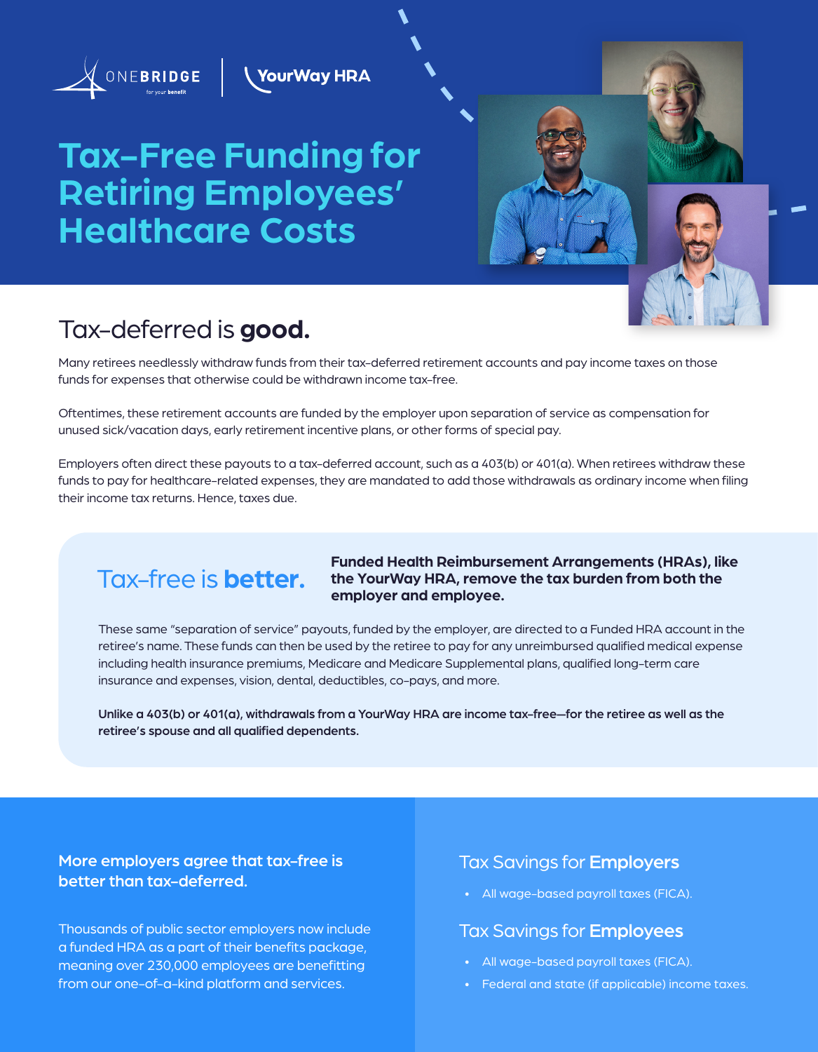ONEBRIDGE for your benefit | YourWay HRA

# Tax-Free Funding for Retiring Employees' Healthcare Costs

## Tax-deferred is **good.**

Many retirees needlessly withdraw funds from their tax-deferred retirement accounts and pay income taxes on those funds for expenses that otherwise could be withdrawn income tax-free.

Oftentimes, these retirement accounts are funded by the employer upon separation of service as compensation for unused sick/vacation days, early retirement incentive plans, or other forms of special pay.

Employers often direct these payouts to a tax-deferred account, such as a 403(b) or 401(a). When retirees withdraw these funds to pay for healthcare-related expenses, they are mandated to add those withdrawals as ordinary income when filing their income tax returns. Hence, taxes due.

## Tax-free is **better.**

**Funded Health Reimbursement Arrangements (HRAs), like the YourWay HRA, remove the tax burden from both the employer and employee.**

These same "separation of service" payouts, funded by the employer, are directed to a Funded HRA account in the retiree's name. These funds can then be used by the retiree to pay for any unreimbursed qualified medical expense including health insurance premiums, Medicare and Medicare Supplemental plans, qualified long-term care insurance and expenses, vision, dental, deductibles, co-pays, and more.

**Unlike a 403(b) or 401(a), withdrawals from a YourWay HRA are income tax-free—for the retiree as well as the retiree's spouse and all qualified dependents.**

**More employers agree that tax-free is better than tax-deferred.**

Thousands of public sector employers now include a funded HRA as a part of their benefits package, meaning over 230,000 employees are benefitting from our one-of-a-kind platform and services.

### Tax Savings for **Employers**

- All wage-based payroll taxes (FICA).

### Tax Savings for **Employees**

- All wage-based payroll taxes (FICA).
- Federal and state (if applicable) income taxes.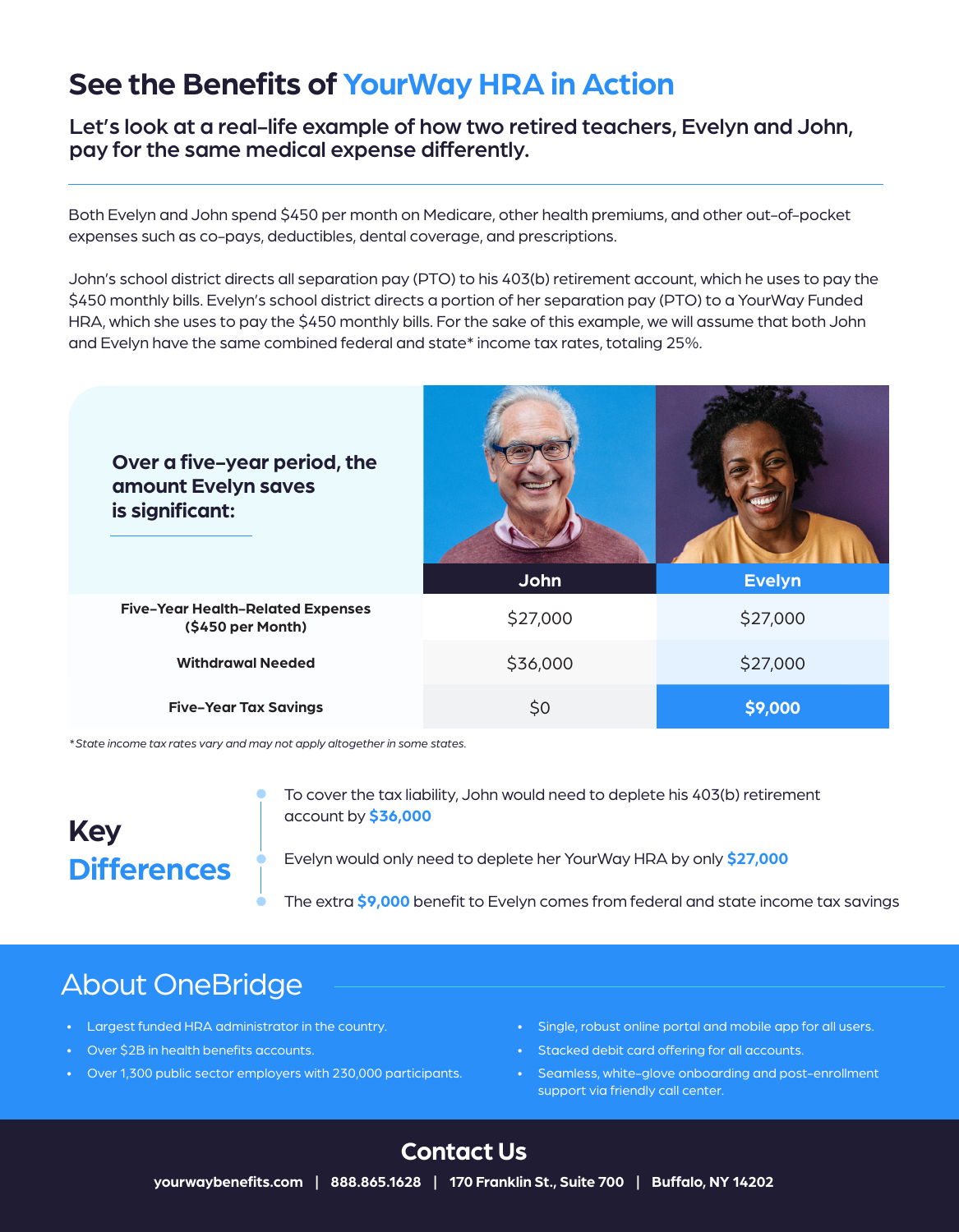# See the Benefits of YourWay HRA in Action

**Let's look at a real-life example of how two retired teachers, Evelyn and John, pay for the same medical expense differently.**

Both Evelyn and John spend $450 per month on Medicare, other health premiums, and other out-of-pocket expenses such as co-pays, deductibles, dental coverage, and prescriptions.

John's school district directs all separation pay (PTO) to his 403(b) retirement account, which he uses to pay the $450 monthly bills. Evelyn's school district directs a portion of her separation pay (PTO) to a YourWay Funded HRA, which she uses to pay the $450 monthly bills. For the sake of this example, we will assume that both John and Evelyn have the same combined federal and state* income tax rates, totaling 25%.

**Over a five-year period, the amount Evelyn saves is significant:**

| | John | Evelyn |
|---|---|---|
| **Five-Year Health-Related Expenses ($450 per Month)** | $27,000 | $27,000 |
| **Withdrawal Needed** | $36,000 | $27,000 |
| **Five-Year Tax Savings** | $0 | **$9,000** |

*State income tax rates vary and may not apply altogether in some states.*

## Key Differences

- To cover the tax liability, John would need to deplete his 403(b) retirement account by **$36,000**
- Evelyn would only need to deplete her YourWay HRA by only **$27,000**
- The extra **$9,000** benefit to Evelyn comes from federal and state income tax savings

## About OneBridge

- Largest funded HRA administrator in the country.
- Over $2B in health benefits accounts.
- Over 1,300 public sector employers with 230,000 participants.
- Single, robust online portal and mobile app for all users.
- Stacked debit card offering for all accounts.
- Seamless, white-glove onboarding and post-enrollment support via friendly call center.

## Contact Us

**yourwaybenefits.com | 888.865.1628 | 170 Franklin St., Suite 700 | Buffalo, NY 14202**